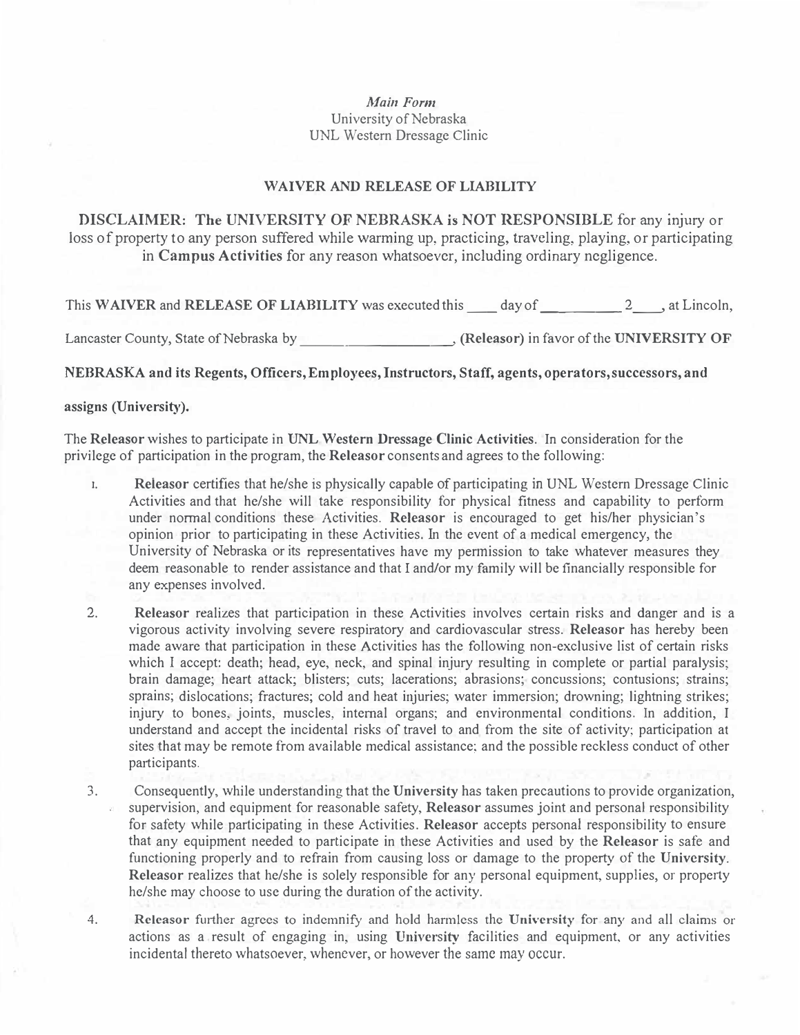*Main Form*
University of Nebraska
UNL Western Dressage Clinic

## WAIVER AND RELEASE OF LIABILITY

**DISCLAIMER: The UNIVERSITY OF NEBRASKA is NOT RESPONSIBLE** for any injury or loss of property to any person suffered while warming up, practicing, traveling, playing, or participating in **Campus Activities** for any reason whatsoever, including ordinary negligence.

This **WAIVER** and **RELEASE OF LIABILITY** was executed this ____ day of __________ 2____, at Lincoln, Lancaster County, State of Nebraska by ____________________, **(Releasor)** in favor of the **UNIVERSITY OF NEBRASKA and its Regents, Officers, Employees, Instructors, Staff, agents, operators, successors, and assigns (University).**

The **Releasor** wishes to participate in **UNL Western Dressage Clinic Activities**. In consideration for the privilege of participation in the program, the **Releasor** consents and agrees to the following:

1. **Releasor** certifies that he/she is physically capable of participating in UNL Western Dressage Clinic Activities and that he/she will take responsibility for physical fitness and capability to perform under normal conditions these Activities. **Releasor** is encouraged to get his/her physician's opinion prior to participating in these Activities. In the event of a medical emergency, the University of Nebraska or its representatives have my permission to take whatever measures they deem reasonable to render assistance and that I and/or my family will be financially responsible for any expenses involved.

2. **Releasor** realizes that participation in these Activities involves certain risks and danger and is a vigorous activity involving severe respiratory and cardiovascular stress. **Releasor** has hereby been made aware that participation in these Activities has the following non-exclusive list of certain risks which I accept: death; head, eye, neck, and spinal injury resulting in complete or partial paralysis; brain damage; heart attack; blisters; cuts; lacerations; abrasions; concussions; contusions; strains; sprains; dislocations; fractures; cold and heat injuries; water immersion; drowning; lightning strikes; injury to bones, joints, muscles, internal organs; and environmental conditions. In addition, I understand and accept the incidental risks of travel to and from the site of activity; participation at sites that may be remote from available medical assistance; and the possible reckless conduct of other participants.

3. Consequently, while understanding that the **University** has taken precautions to provide organization, supervision, and equipment for reasonable safety, **Releasor** assumes joint and personal responsibility for safety while participating in these Activities. **Releasor** accepts personal responsibility to ensure that any equipment needed to participate in these Activities and used by the **Releasor** is safe and functioning properly and to refrain from causing loss or damage to the property of the **University**. **Releasor** realizes that he/she is solely responsible for any personal equipment, supplies, or property he/she may choose to use during the duration of the activity.

4. **Releasor** further agrees to indemnify and hold harmless the **University** for any and all claims or actions as a result of engaging in, using **University** facilities and equipment, or any activities incidental thereto whatsoever, whenever, or however the same may occur.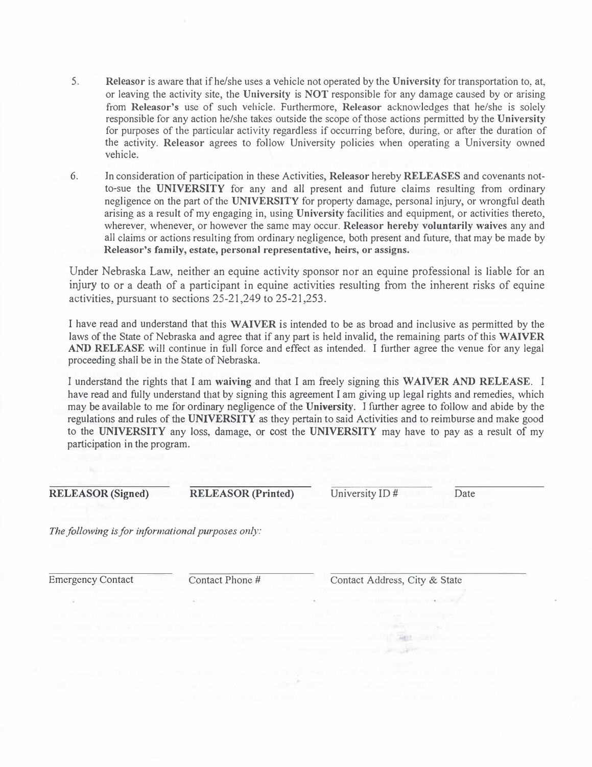5. **Releasor** is aware that if he/she uses a vehicle not operated by the **University** for transportation to, at, or leaving the activity site, the **University** is **NOT** responsible for any damage caused by or arising from **Releasor's** use of such vehicle. Furthermore, **Releasor** acknowledges that he/she is solely responsible for any action he/she takes outside the scope of those actions permitted by the **University** for purposes of the particular activity regardless if occurring before, during, or after the duration of the activity. **Releasor** agrees to follow University policies when operating a University owned vehicle.

6. In consideration of participation in these Activities, **Releasor** hereby **RELEASES** and covenants not-to-sue the **UNIVERSITY** for any and all present and future claims resulting from ordinary negligence on the part of the **UNIVERSITY** for property damage, personal injury, or wrongful death arising as a result of my engaging in, using **University** facilities and equipment, or activities thereto, wherever, whenever, or however the same may occur. **Releasor hereby voluntarily waives** any and all claims or actions resulting from ordinary negligence, both present and future, that may be made by **Releasor's family, estate, personal representative, heirs, or assigns.**

Under Nebraska Law, neither an equine activity sponsor nor an equine professional is liable for an injury to or a death of a participant in equine activities resulting from the inherent risks of equine activities, pursuant to sections 25-21,249 to 25-21,253.

I have read and understand that this **WAIVER** is intended to be as broad and inclusive as permitted by the laws of the State of Nebraska and agree that if any part is held invalid, the remaining parts of this **WAIVER AND RELEASE** will continue in full force and effect as intended. I further agree the venue for any legal proceeding shall be in the State of Nebraska.

I understand the rights that I am **waiving** and that I am freely signing this **WAIVER AND RELEASE**. I have read and fully understand that by signing this agreement I am giving up legal rights and remedies, which may be available to me for ordinary negligence of the **University**. I further agree to follow and abide by the regulations and rules of the **UNIVERSITY** as they pertain to said Activities and to reimburse and make good to the **UNIVERSITY** any loss, damage, or cost the **UNIVERSITY** may have to pay as a result of my participation in the program.

______________________ ______________________ ______________________ ______________

**RELEASOR (Signed)** **RELEASOR (Printed)** University ID # Date

*The following is for informational purposes only:*

______________________ ______________________ ______________________________

Emergency Contact Contact Phone # Contact Address, City & State